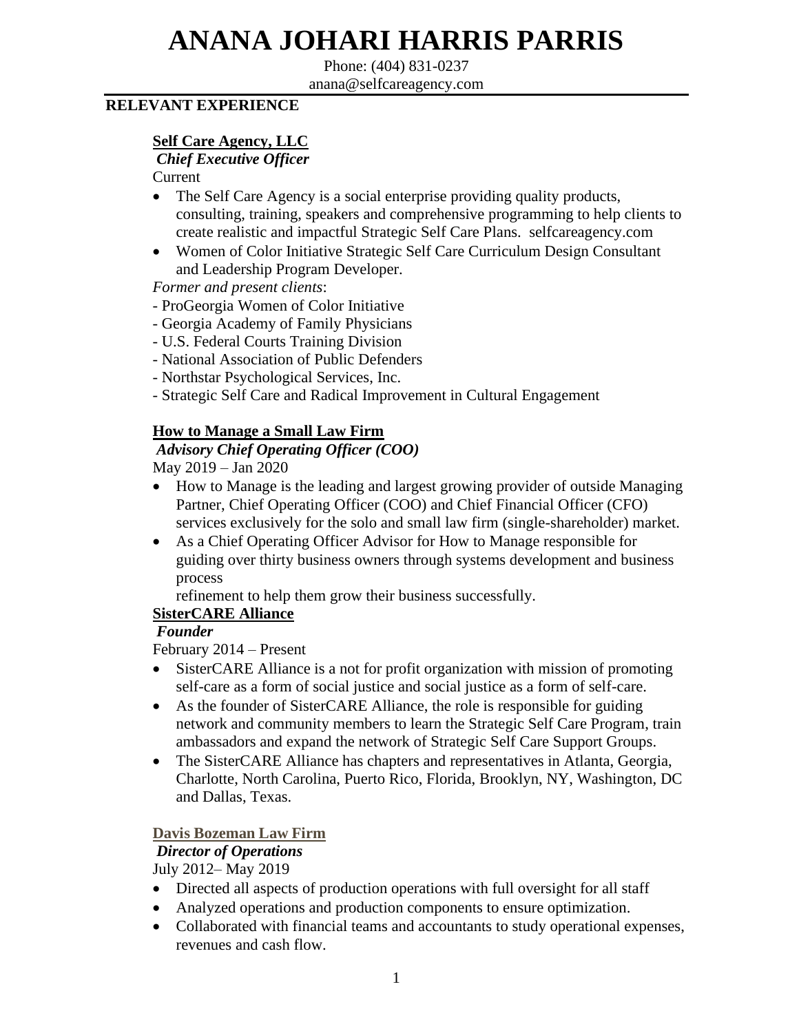# ANANA JOHARI HARRIS PARRIS

Phone: (404) 831-0237
anana@selfcareagency.com

## RELEVANT EXPERIENCE

**Self Care Agency, LLC**
***Chief Executive Officer***
Current

- The Self Care Agency is a social enterprise providing quality products, consulting, training, speakers and comprehensive programming to help clients to create realistic and impactful Strategic Self Care Plans. selfcareagency.com
- Women of Color Initiative Strategic Self Care Curriculum Design Consultant and Leadership Program Developer.

*Former and present clients*:
- ProGeorgia Women of Color Initiative
- Georgia Academy of Family Physicians
- U.S. Federal Courts Training Division
- National Association of Public Defenders
- Northstar Psychological Services, Inc.
- Strategic Self Care and Radical Improvement in Cultural Engagement

**How to Manage a Small Law Firm**
***Advisory Chief Operating Officer (COO)***
May 2019 – Jan 2020

- How to Manage is the leading and largest growing provider of outside Managing Partner, Chief Operating Officer (COO) and Chief Financial Officer (CFO) services exclusively for the solo and small law firm (single-shareholder) market.
- As a Chief Operating Officer Advisor for How to Manage responsible for guiding over thirty business owners through systems development and business process refinement to help them grow their business successfully.

**SisterCARE Alliance**
***Founder***
February 2014 – Present

- SisterCARE Alliance is a not for profit organization with mission of promoting self-care as a form of social justice and social justice as a form of self-care.
- As the founder of SisterCARE Alliance, the role is responsible for guiding network and community members to learn the Strategic Self Care Program, train ambassadors and expand the network of Strategic Self Care Support Groups.
- The SisterCARE Alliance has chapters and representatives in Atlanta, Georgia, Charlotte, North Carolina, Puerto Rico, Florida, Brooklyn, NY, Washington, DC and Dallas, Texas.

**Davis Bozeman Law Firm**
***Director of Operations***
July 2012– May 2019

- Directed all aspects of production operations with full oversight for all staff
- Analyzed operations and production components to ensure optimization.
- Collaborated with financial teams and accountants to study operational expenses, revenues and cash flow.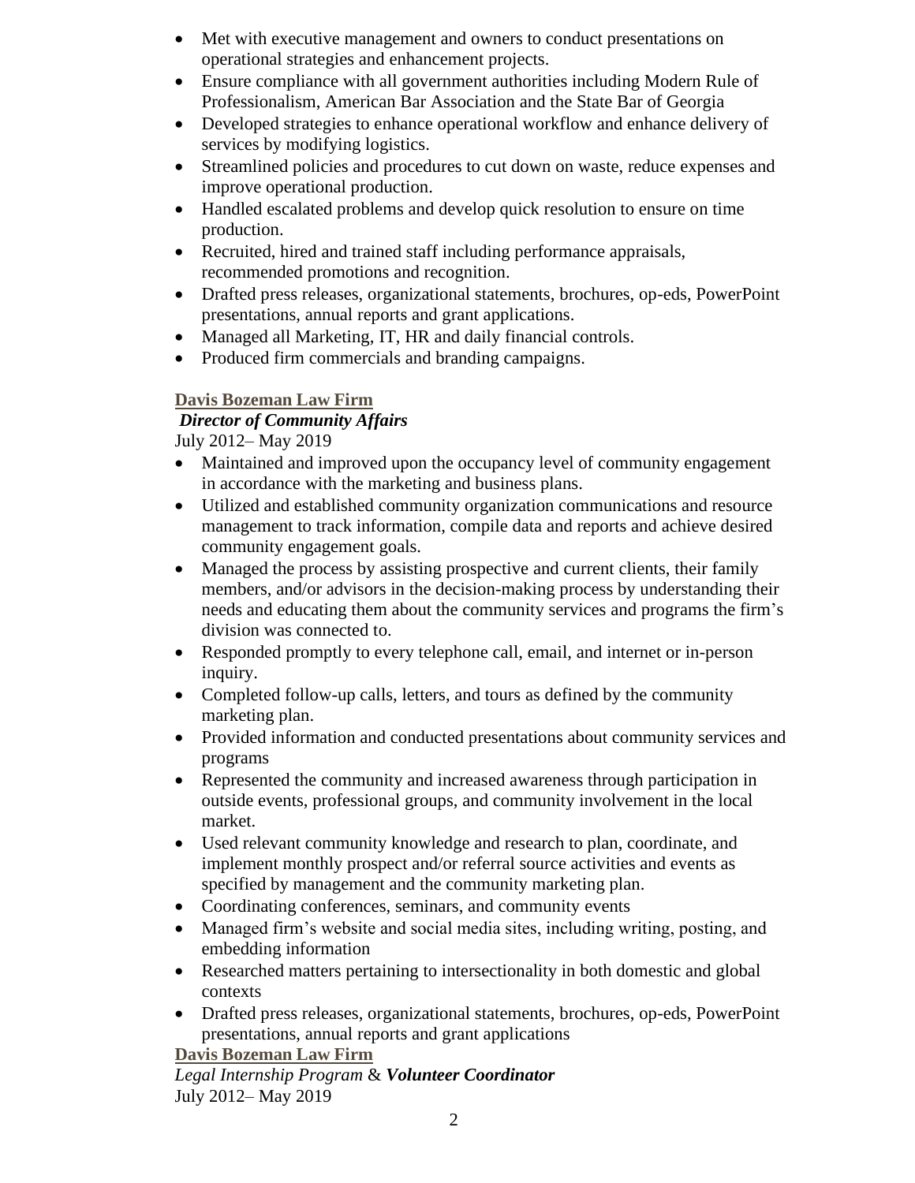- Met with executive management and owners to conduct presentations on operational strategies and enhancement projects.
- Ensure compliance with all government authorities including Modern Rule of Professionalism, American Bar Association and the State Bar of Georgia
- Developed strategies to enhance operational workflow and enhance delivery of services by modifying logistics.
- Streamlined policies and procedures to cut down on waste, reduce expenses and improve operational production.
- Handled escalated problems and develop quick resolution to ensure on time production.
- Recruited, hired and trained staff including performance appraisals, recommended promotions and recognition.
- Drafted press releases, organizational statements, brochures, op-eds, PowerPoint presentations, annual reports and grant applications.
- Managed all Marketing, IT, HR and daily financial controls.
- Produced firm commercials and branding campaigns.

**Davis Bozeman Law Firm**

***Director of Community Affairs***

July 2012– May 2019

- Maintained and improved upon the occupancy level of community engagement in accordance with the marketing and business plans.
- Utilized and established community organization communications and resource management to track information, compile data and reports and achieve desired community engagement goals.
- Managed the process by assisting prospective and current clients, their family members, and/or advisors in the decision-making process by understanding their needs and educating them about the community services and programs the firm's division was connected to.
- Responded promptly to every telephone call, email, and internet or in-person inquiry.
- Completed follow-up calls, letters, and tours as defined by the community marketing plan.
- Provided information and conducted presentations about community services and programs
- Represented the community and increased awareness through participation in outside events, professional groups, and community involvement in the local market.
- Used relevant community knowledge and research to plan, coordinate, and implement monthly prospect and/or referral source activities and events as specified by management and the community marketing plan.
- Coordinating conferences, seminars, and community events
- Managed firm's website and social media sites, including writing, posting, and embedding information
- Researched matters pertaining to intersectionality in both domestic and global contexts
- Drafted press releases, organizational statements, brochures, op-eds, PowerPoint presentations, annual reports and grant applications

**Davis Bozeman Law Firm**

*Legal Internship Program* & ***Volunteer Coordinator***

July 2012– May 2019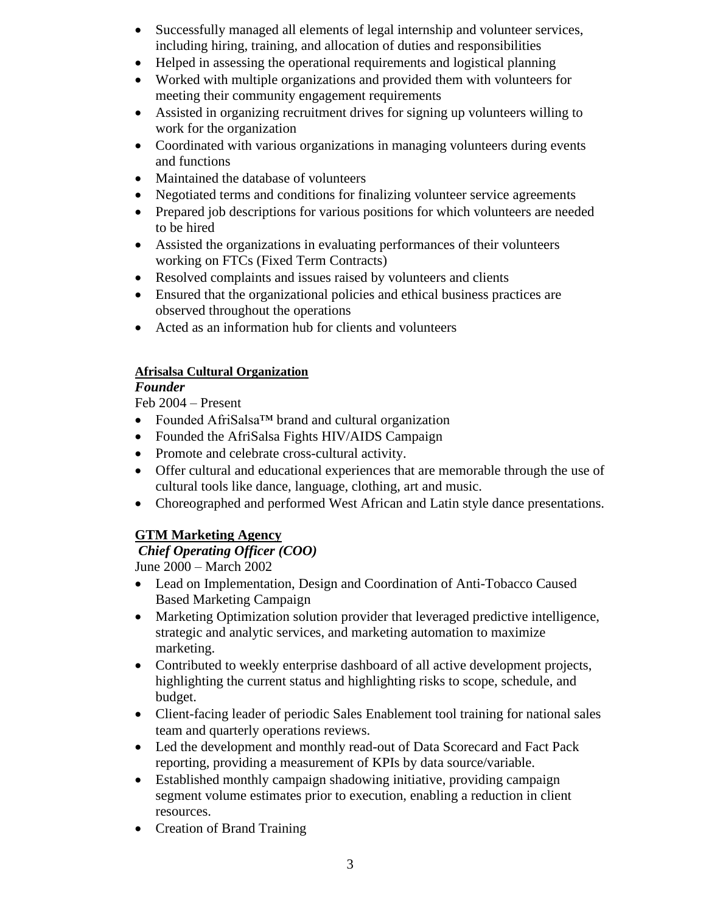- Successfully managed all elements of legal internship and volunteer services, including hiring, training, and allocation of duties and responsibilities
- Helped in assessing the operational requirements and logistical planning
- Worked with multiple organizations and provided them with volunteers for meeting their community engagement requirements
- Assisted in organizing recruitment drives for signing up volunteers willing to work for the organization
- Coordinated with various organizations in managing volunteers during events and functions
- Maintained the database of volunteers
- Negotiated terms and conditions for finalizing volunteer service agreements
- Prepared job descriptions for various positions for which volunteers are needed to be hired
- Assisted the organizations in evaluating performances of their volunteers working on FTCs (Fixed Term Contracts)
- Resolved complaints and issues raised by volunteers and clients
- Ensured that the organizational policies and ethical business practices are observed throughout the operations
- Acted as an information hub for clients and volunteers

**<u>Afrisalsa Cultural Organization</u>**

***Founder***

Feb 2004 – Present

- Founded AfriSalsa™ brand and cultural organization
- Founded the AfriSalsa Fights HIV/AIDS Campaign
- Promote and celebrate cross-cultural activity.
- Offer cultural and educational experiences that are memorable through the use of cultural tools like dance, language, clothing, art and music.
- Choreographed and performed West African and Latin style dance presentations.

**<u>GTM Marketing Agency</u>**

***Chief Operating Officer (COO)***

June 2000 – March 2002

- Lead on Implementation, Design and Coordination of Anti-Tobacco Caused Based Marketing Campaign
- Marketing Optimization solution provider that leveraged predictive intelligence, strategic and analytic services, and marketing automation to maximize marketing.
- Contributed to weekly enterprise dashboard of all active development projects, highlighting the current status and highlighting risks to scope, schedule, and budget.
- Client-facing leader of periodic Sales Enablement tool training for national sales team and quarterly operations reviews.
- Led the development and monthly read-out of Data Scorecard and Fact Pack reporting, providing a measurement of KPIs by data source/variable.
- Established monthly campaign shadowing initiative, providing campaign segment volume estimates prior to execution, enabling a reduction in client resources.
- Creation of Brand Training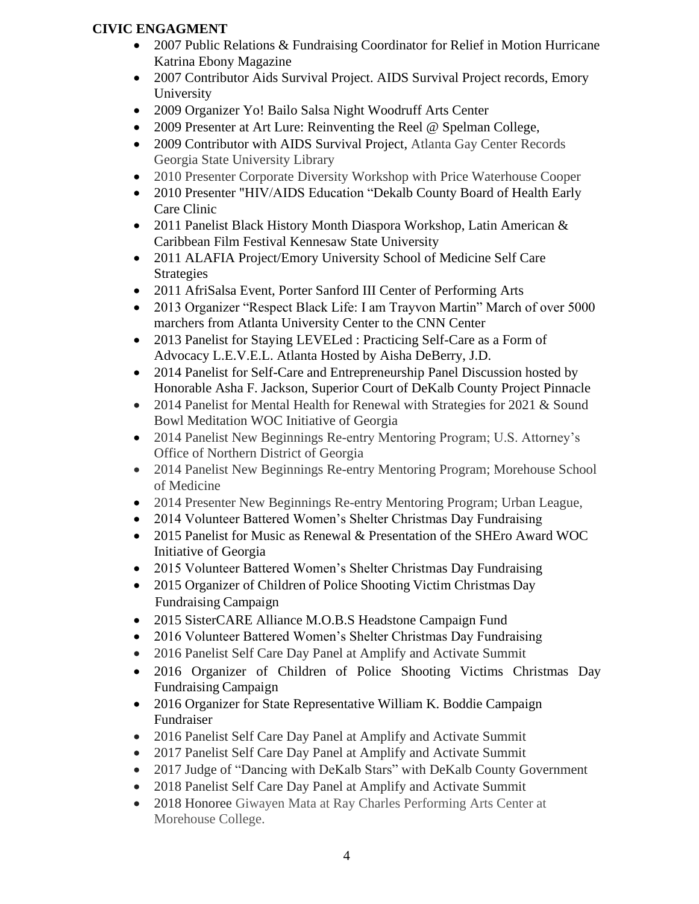**CIVIC ENGAGMENT**

- 2007 Public Relations & Fundraising Coordinator for Relief in Motion Hurricane Katrina Ebony Magazine
- 2007 Contributor Aids Survival Project. AIDS Survival Project records, Emory University
- 2009 Organizer Yo! Bailo Salsa Night Woodruff Arts Center
- 2009 Presenter at Art Lure: Reinventing the Reel @ Spelman College,
- 2009 Contributor with AIDS Survival Project, Atlanta Gay Center Records Georgia State University Library
- 2010 Presenter Corporate Diversity Workshop with Price Waterhouse Cooper
- 2010 Presenter "HIV/AIDS Education "Dekalb County Board of Health Early Care Clinic
- 2011 Panelist Black History Month Diaspora Workshop, Latin American & Caribbean Film Festival Kennesaw State University
- 2011 ALAFIA Project/Emory University School of Medicine Self Care Strategies
- 2011 AfriSalsa Event, Porter Sanford III Center of Performing Arts
- 2013 Organizer "Respect Black Life: I am Trayvon Martin" March of over 5000 marchers from Atlanta University Center to the CNN Center
- 2013 Panelist for Staying LEVELed : Practicing Self-Care as a Form of Advocacy L.E.V.E.L. Atlanta Hosted by Aisha DeBerry, J.D.
- 2014 Panelist for Self-Care and Entrepreneurship Panel Discussion hosted by Honorable Asha F. Jackson, Superior Court of DeKalb County Project Pinnacle
- 2014 Panelist for Mental Health for Renewal with Strategies for 2021 & Sound Bowl Meditation WOC Initiative of Georgia
- 2014 Panelist New Beginnings Re-entry Mentoring Program; U.S. Attorney's Office of Northern District of Georgia
- 2014 Panelist New Beginnings Re-entry Mentoring Program; Morehouse School of Medicine
- 2014 Presenter New Beginnings Re-entry Mentoring Program; Urban League,
- 2014 Volunteer Battered Women's Shelter Christmas Day Fundraising
- 2015 Panelist for Music as Renewal & Presentation of the SHEro Award WOC Initiative of Georgia
- 2015 Volunteer Battered Women's Shelter Christmas Day Fundraising
- 2015 Organizer of Children of Police Shooting Victim Christmas Day Fundraising Campaign
- 2015 SisterCARE Alliance M.O.B.S Headstone Campaign Fund
- 2016 Volunteer Battered Women's Shelter Christmas Day Fundraising
- 2016 Panelist Self Care Day Panel at Amplify and Activate Summit
- 2016 Organizer of Children of Police Shooting Victims Christmas Day Fundraising Campaign
- 2016 Organizer for State Representative William K. Boddie Campaign Fundraiser
- 2016 Panelist Self Care Day Panel at Amplify and Activate Summit
- 2017 Panelist Self Care Day Panel at Amplify and Activate Summit
- 2017 Judge of "Dancing with DeKalb Stars" with DeKalb County Government
- 2018 Panelist Self Care Day Panel at Amplify and Activate Summit
- 2018 Honoree Giwayen Mata at Ray Charles Performing Arts Center at Morehouse College.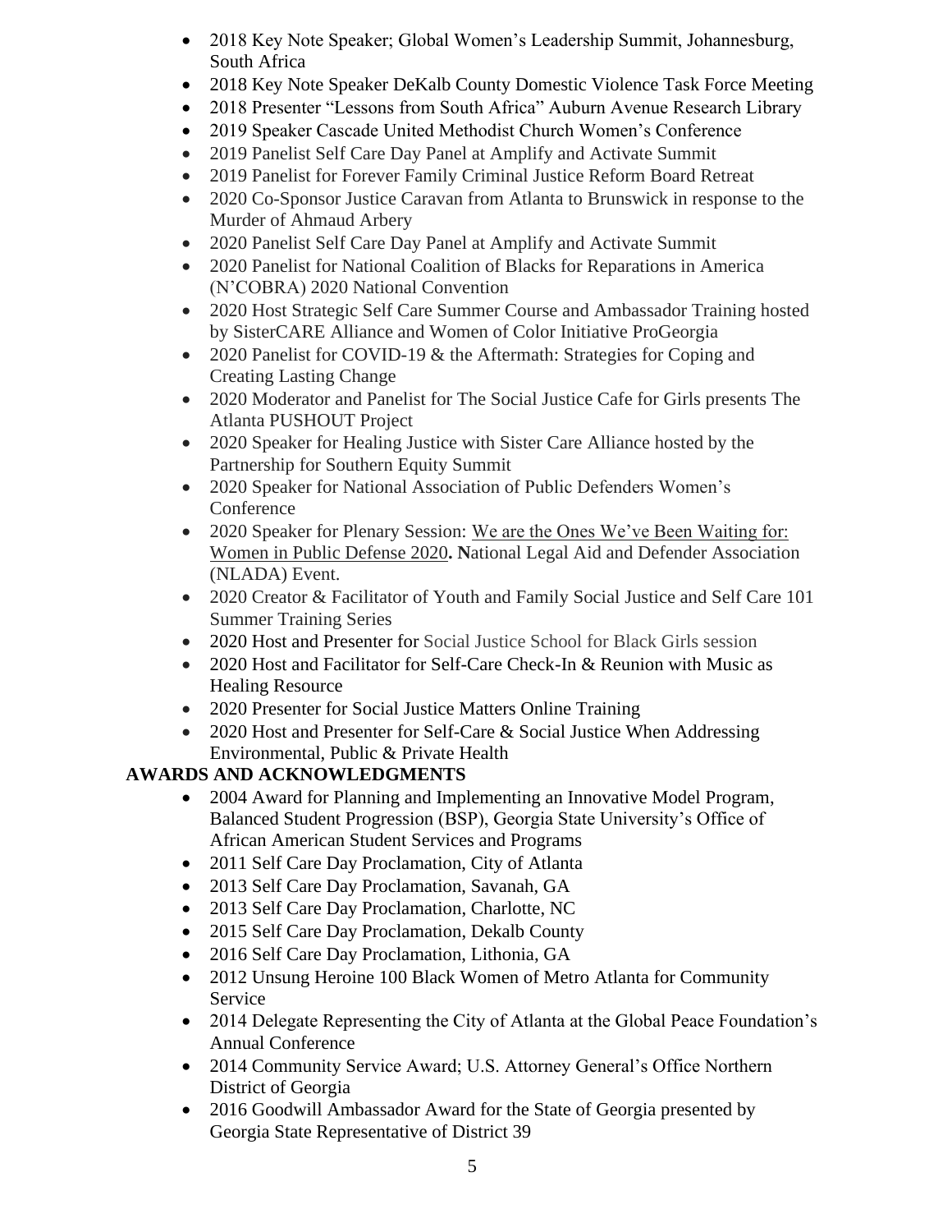- 2018 Key Note Speaker; Global Women's Leadership Summit, Johannesburg, South Africa
- 2018 Key Note Speaker DeKalb County Domestic Violence Task Force Meeting
- 2018 Presenter "Lessons from South Africa" Auburn Avenue Research Library
- 2019 Speaker Cascade United Methodist Church Women's Conference
- 2019 Panelist Self Care Day Panel at Amplify and Activate Summit
- 2019 Panelist for Forever Family Criminal Justice Reform Board Retreat
- 2020 Co-Sponsor Justice Caravan from Atlanta to Brunswick in response to the Murder of Ahmaud Arbery
- 2020 Panelist Self Care Day Panel at Amplify and Activate Summit
- 2020 Panelist for National Coalition of Blacks for Reparations in America (N'COBRA) 2020 National Convention
- 2020 Host Strategic Self Care Summer Course and Ambassador Training hosted by SisterCARE Alliance and Women of Color Initiative ProGeorgia
- 2020 Panelist for COVID-19 & the Aftermath: Strategies for Coping and Creating Lasting Change
- 2020 Moderator and Panelist for The Social Justice Cafe for Girls presents The Atlanta PUSHOUT Project
- 2020 Speaker for Healing Justice with Sister Care Alliance hosted by the Partnership for Southern Equity Summit
- 2020 Speaker for National Association of Public Defenders Women's Conference
- 2020 Speaker for Plenary Session: We are the Ones We've Been Waiting for: Women in Public Defense 2020**. N**ational Legal Aid and Defender Association (NLADA) Event.
- 2020 Creator & Facilitator of Youth and Family Social Justice and Self Care 101 Summer Training Series
- 2020 Host and Presenter for Social Justice School for Black Girls session
- 2020 Host and Facilitator for Self-Care Check-In & Reunion with Music as Healing Resource
- 2020 Presenter for Social Justice Matters Online Training
- 2020 Host and Presenter for Self-Care & Social Justice When Addressing Environmental, Public & Private Health

**AWARDS AND ACKNOWLEDGMENTS**

- 2004 Award for Planning and Implementing an Innovative Model Program, Balanced Student Progression (BSP), Georgia State University's Office of African American Student Services and Programs
- 2011 Self Care Day Proclamation, City of Atlanta
- 2013 Self Care Day Proclamation, Savanah, GA
- 2013 Self Care Day Proclamation, Charlotte, NC
- 2015 Self Care Day Proclamation, Dekalb County
- 2016 Self Care Day Proclamation, Lithonia, GA
- 2012 Unsung Heroine 100 Black Women of Metro Atlanta for Community Service
- 2014 Delegate Representing the City of Atlanta at the Global Peace Foundation's Annual Conference
- 2014 Community Service Award; U.S. Attorney General's Office Northern District of Georgia
- 2016 Goodwill Ambassador Award for the State of Georgia presented by Georgia State Representative of District 39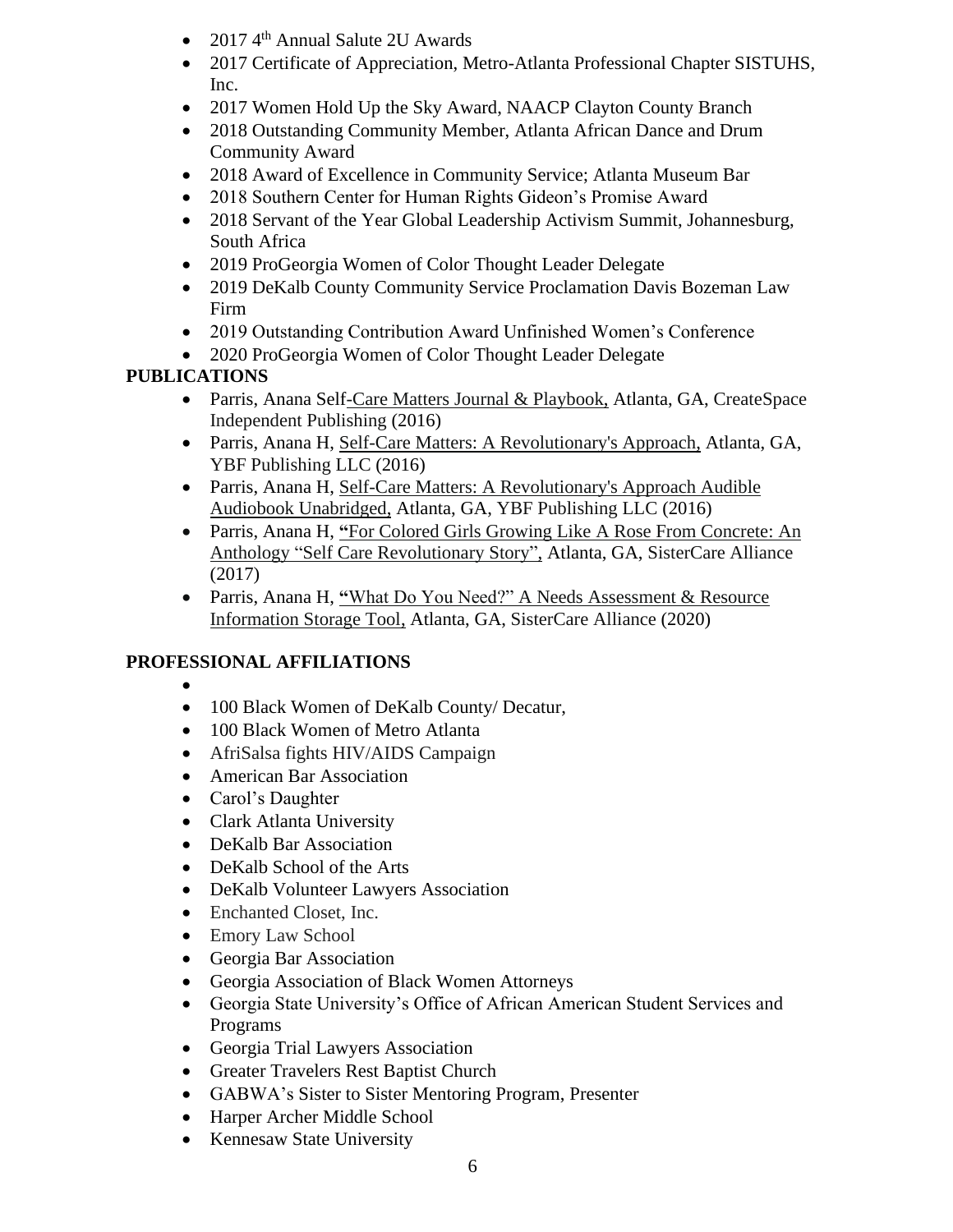- 2017 4th Annual Salute 2U Awards
- 2017 Certificate of Appreciation, Metro-Atlanta Professional Chapter SISTUHS, Inc.
- 2017 Women Hold Up the Sky Award, NAACP Clayton County Branch
- 2018 Outstanding Community Member, Atlanta African Dance and Drum Community Award
- 2018 Award of Excellence in Community Service; Atlanta Museum Bar
- 2018 Southern Center for Human Rights Gideon's Promise Award
- 2018 Servant of the Year Global Leadership Activism Summit, Johannesburg, South Africa
- 2019 ProGeorgia Women of Color Thought Leader Delegate
- 2019 DeKalb County Community Service Proclamation Davis Bozeman Law Firm
- 2019 Outstanding Contribution Award Unfinished Women's Conference
- 2020 ProGeorgia Women of Color Thought Leader Delegate

**PUBLICATIONS**

- Parris, Anana Self-Care Matters Journal & Playbook, Atlanta, GA, CreateSpace Independent Publishing (2016)
- Parris, Anana H, Self-Care Matters: A Revolutionary's Approach, Atlanta, GA, YBF Publishing LLC (2016)
- Parris, Anana H, Self-Care Matters: A Revolutionary's Approach Audible Audiobook Unabridged, Atlanta, GA, YBF Publishing LLC (2016)
- Parris, Anana H, **"**For Colored Girls Growing Like A Rose From Concrete: An Anthology "Self Care Revolutionary Story", Atlanta, GA, SisterCare Alliance (2017)
- Parris, Anana H, **"**What Do You Need?" A Needs Assessment & Resource Information Storage Tool, Atlanta, GA, SisterCare Alliance (2020)

**PROFESSIONAL AFFILIATIONS**

- 100 Black Women of DeKalb County/ Decatur,
- 100 Black Women of Metro Atlanta
- AfriSalsa fights HIV/AIDS Campaign
- American Bar Association
- Carol's Daughter
- Clark Atlanta University
- DeKalb Bar Association
- DeKalb School of the Arts
- DeKalb Volunteer Lawyers Association
- Enchanted Closet, Inc.
- Emory Law School
- Georgia Bar Association
- Georgia Association of Black Women Attorneys
- Georgia State University's Office of African American Student Services and Programs
- Georgia Trial Lawyers Association
- Greater Travelers Rest Baptist Church
- GABWA's Sister to Sister Mentoring Program, Presenter
- Harper Archer Middle School
- Kennesaw State University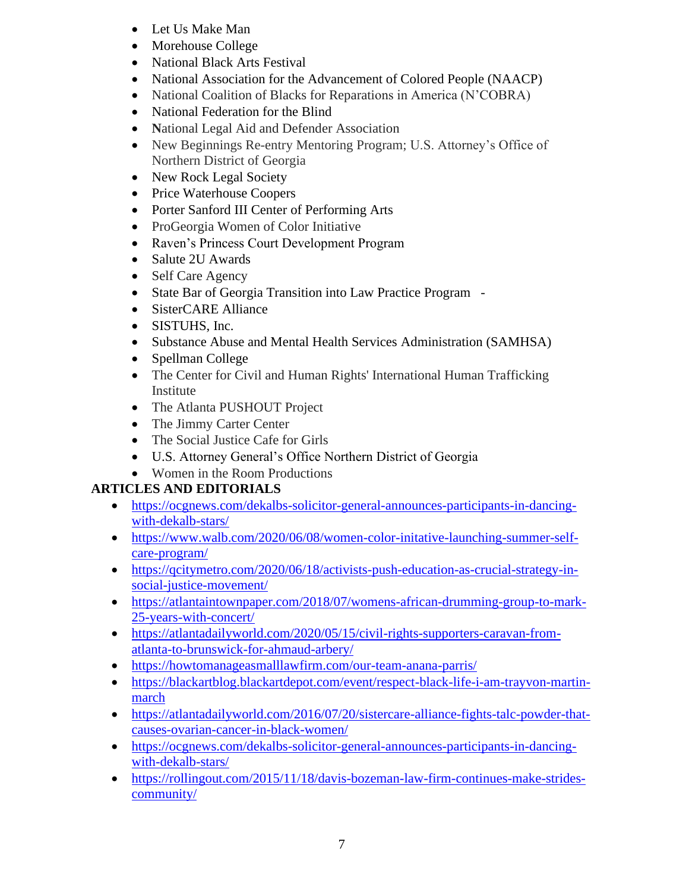- Let Us Make Man
- Morehouse College
- National Black Arts Festival
- National Association for the Advancement of Colored People (NAACP)
- National Coalition of Blacks for Reparations in America (N'COBRA)
- National Federation for the Blind
- National Legal Aid and Defender Association
- New Beginnings Re-entry Mentoring Program; U.S. Attorney's Office of Northern District of Georgia
- New Rock Legal Society
- Price Waterhouse Coopers
- Porter Sanford III Center of Performing Arts
- ProGeorgia Women of Color Initiative
- Raven's Princess Court Development Program
- Salute 2U Awards
- Self Care Agency
- State Bar of Georgia Transition into Law Practice Program -
- SisterCARE Alliance
- SISTUHS, Inc.
- Substance Abuse and Mental Health Services Administration (SAMHSA)
- Spellman College
- The Center for Civil and Human Rights' International Human Trafficking Institute
- The Atlanta PUSHOUT Project
- The Jimmy Carter Center
- The Social Justice Cafe for Girls
- U.S. Attorney General's Office Northern District of Georgia
- Women in the Room Productions

**ARTICLES AND EDITORIALS**

- https://ocgnews.com/dekalbs-solicitor-general-announces-participants-in-dancing-with-dekalb-stars/
- https://www.walb.com/2020/06/08/women-color-initative-launching-summer-self-care-program/
- https://qcitymetro.com/2020/06/18/activists-push-education-as-crucial-strategy-in-social-justice-movement/
- https://atlantaintownpaper.com/2018/07/womens-african-drumming-group-to-mark-25-years-with-concert/
- https://atlantadailyworld.com/2020/05/15/civil-rights-supporters-caravan-from-atlanta-to-brunswick-for-ahmaud-arbery/
- https://howtomanageasmalllawfirm.com/our-team-anana-parris/
- https://blackartblog.blackartdepot.com/event/respect-black-life-i-am-trayvon-martin-march
- https://atlantadailyworld.com/2016/07/20/sistercare-alliance-fights-talc-powder-that-causes-ovarian-cancer-in-black-women/
- https://ocgnews.com/dekalbs-solicitor-general-announces-participants-in-dancing-with-dekalb-stars/
- https://rollingout.com/2015/11/18/davis-bozeman-law-firm-continues-make-strides-community/